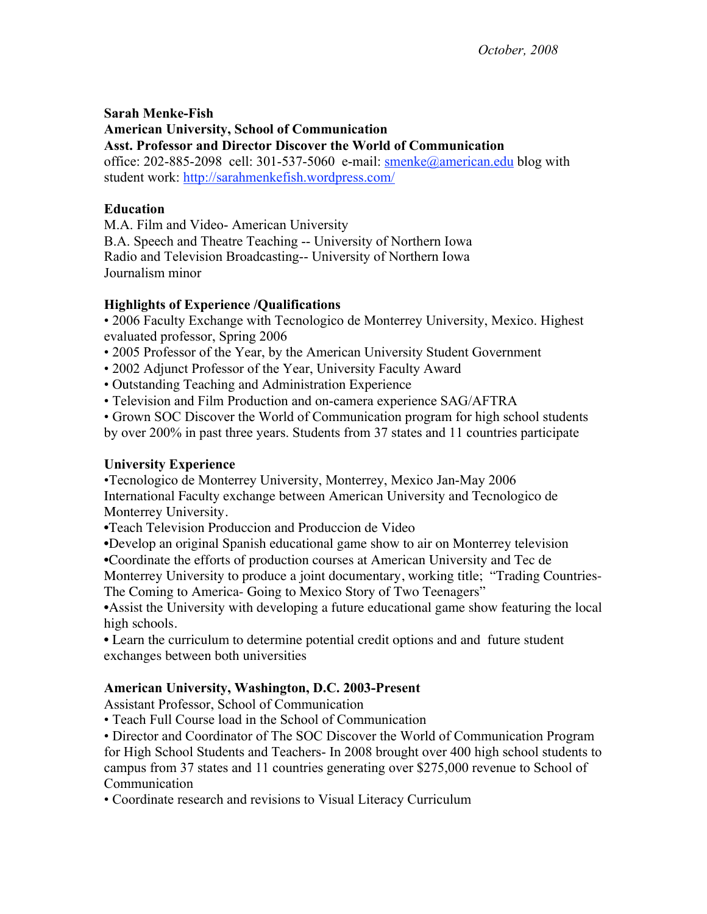*October, 2008*

**Sarah Menke-Fish**
**American University, School of Communication**
**Asst. Professor and Director Discover the World of Communication**
office: 202-885-2098 cell: 301-537-5060 e-mail: smenke@american.edu blog with student work: http://sarahmenkefish.wordpress.com/

## Education

M.A. Film and Video- American University
B.A. Speech and Theatre Teaching -- University of Northern Iowa
Radio and Television Broadcasting-- University of Northern Iowa
Journalism minor

## Highlights of Experience /Qualifications

- 2006 Faculty Exchange with Tecnologico de Monterrey University, Mexico. Highest evaluated professor, Spring 2006
- 2005 Professor of the Year, by the American University Student Government
- 2002 Adjunct Professor of the Year, University Faculty Award
- Outstanding Teaching and Administration Experience
- Television and Film Production and on-camera experience SAG/AFTRA
- Grown SOC Discover the World of Communication program for high school students by over 200% in past three years. Students from 37 states and 11 countries participate

## University Experience

- Tecnologico de Monterrey University, Monterrey, Mexico Jan-May 2006
International Faculty exchange between American University and Tecnologico de Monterrey University.
- Teach Television Produccion and Produccion de Video
- Develop an original Spanish educational game show to air on Monterrey television
- Coordinate the efforts of production courses at American University and Tec de Monterrey University to produce a joint documentary, working title; "Trading Countries- The Coming to America- Going to Mexico Story of Two Teenagers"
- Assist the University with developing a future educational game show featuring the local high schools.
- Learn the curriculum to determine potential credit options and and future student exchanges between both universities

## American University, Washington, D.C. 2003-Present

Assistant Professor, School of Communication
- Teach Full Course load in the School of Communication
- Director and Coordinator of The SOC Discover the World of Communication Program for High School Students and Teachers- In 2008 brought over 400 high school students to campus from 37 states and 11 countries generating over $275,000 revenue to School of Communication
- Coordinate research and revisions to Visual Literacy Curriculum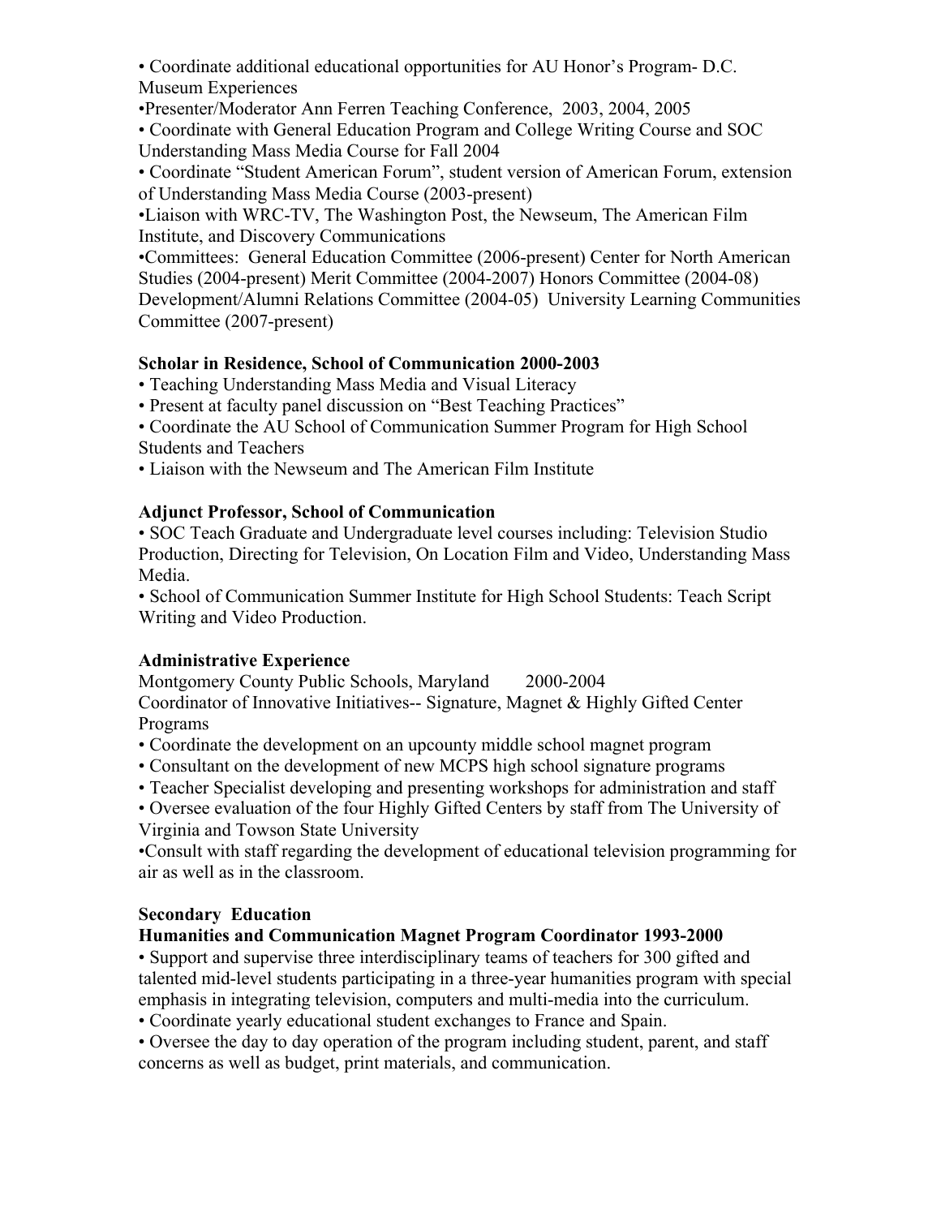- Coordinate additional educational opportunities for AU Honor's Program- D.C. Museum Experiences
- Presenter/Moderator Ann Ferren Teaching Conference, 2003, 2004, 2005
- Coordinate with General Education Program and College Writing Course and SOC Understanding Mass Media Course for Fall 2004
- Coordinate "Student American Forum", student version of American Forum, extension of Understanding Mass Media Course (2003-present)
- Liaison with WRC-TV, The Washington Post, the Newseum, The American Film Institute, and Discovery Communications
- Committees: General Education Committee (2006-present) Center for North American Studies (2004-present) Merit Committee (2004-2007) Honors Committee (2004-08) Development/Alumni Relations Committee (2004-05) University Learning Communities Committee (2007-present)

**Scholar in Residence, School of Communication 2000-2003**

- Teaching Understanding Mass Media and Visual Literacy
- Present at faculty panel discussion on "Best Teaching Practices"
- Coordinate the AU School of Communication Summer Program for High School Students and Teachers
- Liaison with the Newseum and The American Film Institute

**Adjunct Professor, School of Communication**

- SOC Teach Graduate and Undergraduate level courses including: Television Studio Production, Directing for Television, On Location Film and Video, Understanding Mass Media.
- School of Communication Summer Institute for High School Students: Teach Script Writing and Video Production.

**Administrative Experience**

Montgomery County Public Schools, Maryland 2000-2004

Coordinator of Innovative Initiatives-- Signature, Magnet & Highly Gifted Center Programs

- Coordinate the development on an upcounty middle school magnet program
- Consultant on the development of new MCPS high school signature programs
- Teacher Specialist developing and presenting workshops for administration and staff
- Oversee evaluation of the four Highly Gifted Centers by staff from The University of Virginia and Towson State University
- Consult with staff regarding the development of educational television programming for air as well as in the classroom.

**Secondary Education**

**Humanities and Communication Magnet Program Coordinator 1993-2000**

- Support and supervise three interdisciplinary teams of teachers for 300 gifted and talented mid-level students participating in a three-year humanities program with special emphasis in integrating television, computers and multi-media into the curriculum.
- Coordinate yearly educational student exchanges to France and Spain.
- Oversee the day to day operation of the program including student, parent, and staff concerns as well as budget, print materials, and communication.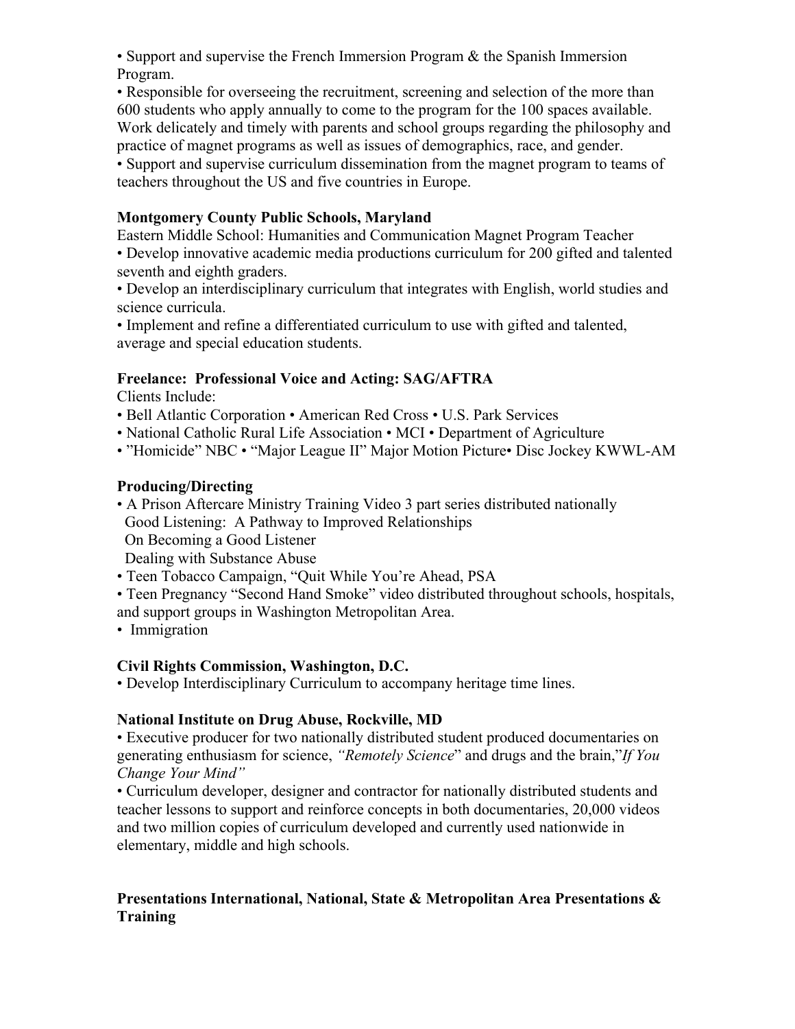- Support and supervise the French Immersion Program & the Spanish Immersion Program.
- Responsible for overseeing the recruitment, screening and selection of the more than 600 students who apply annually to come to the program for the 100 spaces available. Work delicately and timely with parents and school groups regarding the philosophy and practice of magnet programs as well as issues of demographics, race, and gender.
- Support and supervise curriculum dissemination from the magnet program to teams of teachers throughout the US and five countries in Europe.

**Montgomery County Public Schools, Maryland**

Eastern Middle School: Humanities and Communication Magnet Program Teacher

- Develop innovative academic media productions curriculum for 200 gifted and talented seventh and eighth graders.
- Develop an interdisciplinary curriculum that integrates with English, world studies and science curricula.
- Implement and refine a differentiated curriculum to use with gifted and talented, average and special education students.

**Freelance: Professional Voice and Acting: SAG/AFTRA**

Clients Include:

- Bell Atlantic Corporation • American Red Cross • U.S. Park Services
- National Catholic Rural Life Association • MCI • Department of Agriculture
- "Homicide" NBC • "Major League II" Major Motion Picture• Disc Jockey KWWL-AM

**Producing/Directing**

- A Prison Aftercare Ministry Training Video 3 part series distributed nationally
  Good Listening: A Pathway to Improved Relationships
  On Becoming a Good Listener
  Dealing with Substance Abuse
- Teen Tobacco Campaign, "Quit While You're Ahead, PSA
- Teen Pregnancy "Second Hand Smoke" video distributed throughout schools, hospitals, and support groups in Washington Metropolitan Area.
- Immigration

**Civil Rights Commission, Washington, D.C.**

- Develop Interdisciplinary Curriculum to accompany heritage time lines.

**National Institute on Drug Abuse, Rockville, MD**

- Executive producer for two nationally distributed student produced documentaries on generating enthusiasm for science, *"Remotely Science*" and drugs and the brain,"*If You Change Your Mind"*
- Curriculum developer, designer and contractor for nationally distributed students and teacher lessons to support and reinforce concepts in both documentaries, 20,000 videos and two million copies of curriculum developed and currently used nationwide in elementary, middle and high schools.

**Presentations International, National, State & Metropolitan Area Presentations & Training**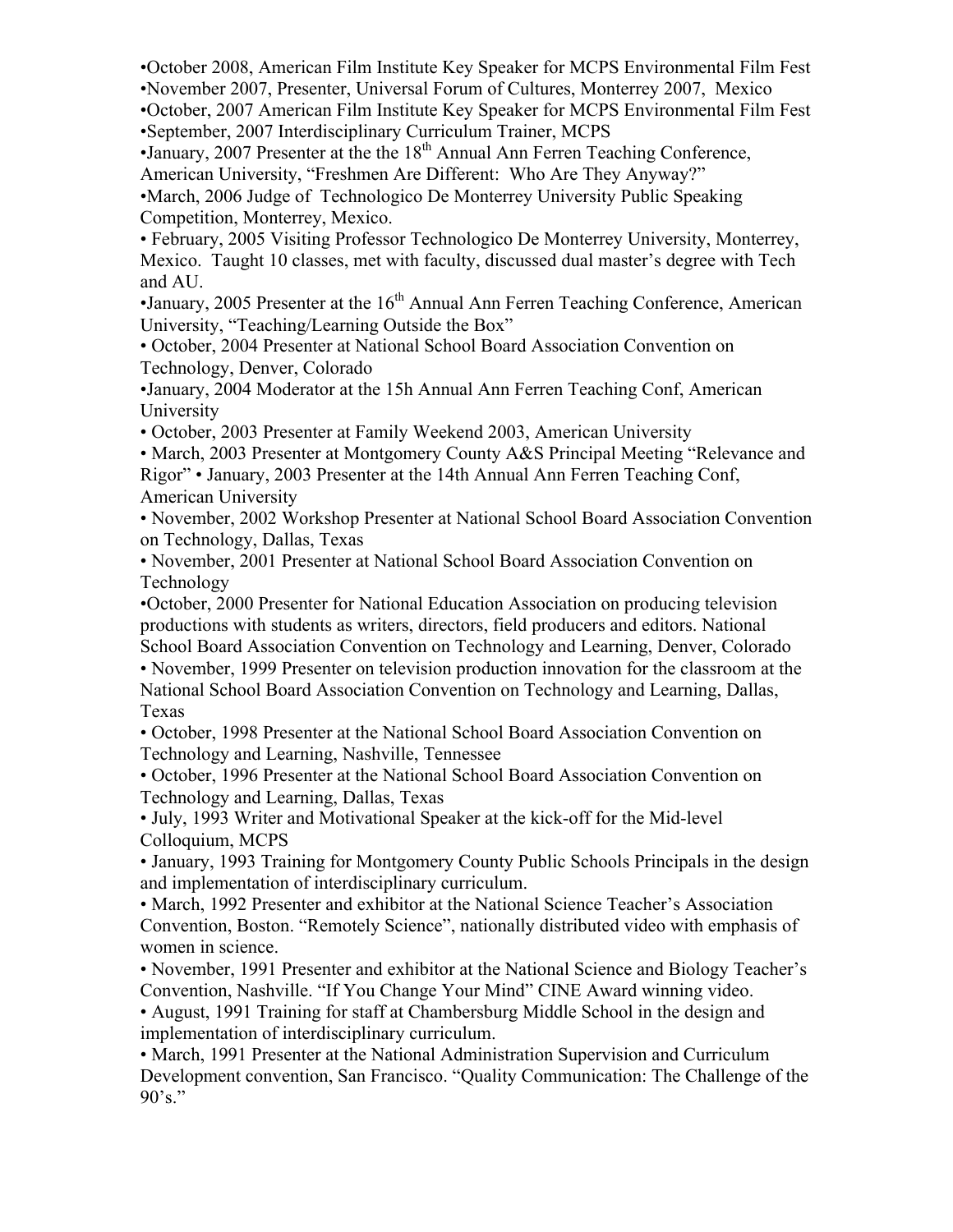•October 2008, American Film Institute Key Speaker for MCPS Environmental Film Fest
•November 2007, Presenter, Universal Forum of Cultures, Monterrey 2007, Mexico
•October, 2007 American Film Institute Key Speaker for MCPS Environmental Film Fest
•September, 2007 Interdisciplinary Curriculum Trainer, MCPS
•January, 2007 Presenter at the the 18th Annual Ann Ferren Teaching Conference, American University, "Freshmen Are Different: Who Are They Anyway?"
•March, 2006 Judge of Technologico De Monterrey University Public Speaking Competition, Monterrey, Mexico.
• February, 2005 Visiting Professor Technologico De Monterrey University, Monterrey, Mexico. Taught 10 classes, met with faculty, discussed dual master's degree with Tech and AU.
•January, 2005 Presenter at the 16th Annual Ann Ferren Teaching Conference, American University, "Teaching/Learning Outside the Box"
• October, 2004 Presenter at National School Board Association Convention on Technology, Denver, Colorado
•January, 2004 Moderator at the 15h Annual Ann Ferren Teaching Conf, American University
• October, 2003 Presenter at Family Weekend 2003, American University
• March, 2003 Presenter at Montgomery County A&S Principal Meeting "Relevance and Rigor" • January, 2003 Presenter at the 14th Annual Ann Ferren Teaching Conf, American University
• November, 2002 Workshop Presenter at National School Board Association Convention on Technology, Dallas, Texas
• November, 2001 Presenter at National School Board Association Convention on Technology
•October, 2000 Presenter for National Education Association on producing television productions with students as writers, directors, field producers and editors. National School Board Association Convention on Technology and Learning, Denver, Colorado
• November, 1999 Presenter on television production innovation for the classroom at the National School Board Association Convention on Technology and Learning, Dallas, Texas
• October, 1998 Presenter at the National School Board Association Convention on Technology and Learning, Nashville, Tennessee
• October, 1996 Presenter at the National School Board Association Convention on Technology and Learning, Dallas, Texas
• July, 1993 Writer and Motivational Speaker at the kick-off for the Mid-level Colloquium, MCPS
• January, 1993 Training for Montgomery County Public Schools Principals in the design and implementation of interdisciplinary curriculum.
• March, 1992 Presenter and exhibitor at the National Science Teacher's Association Convention, Boston. "Remotely Science", nationally distributed video with emphasis of women in science.
• November, 1991 Presenter and exhibitor at the National Science and Biology Teacher's Convention, Nashville. "If You Change Your Mind" CINE Award winning video.
• August, 1991 Training for staff at Chambersburg Middle School in the design and implementation of interdisciplinary curriculum.
• March, 1991 Presenter at the National Administration Supervision and Curriculum Development convention, San Francisco. "Quality Communication: The Challenge of the 90's."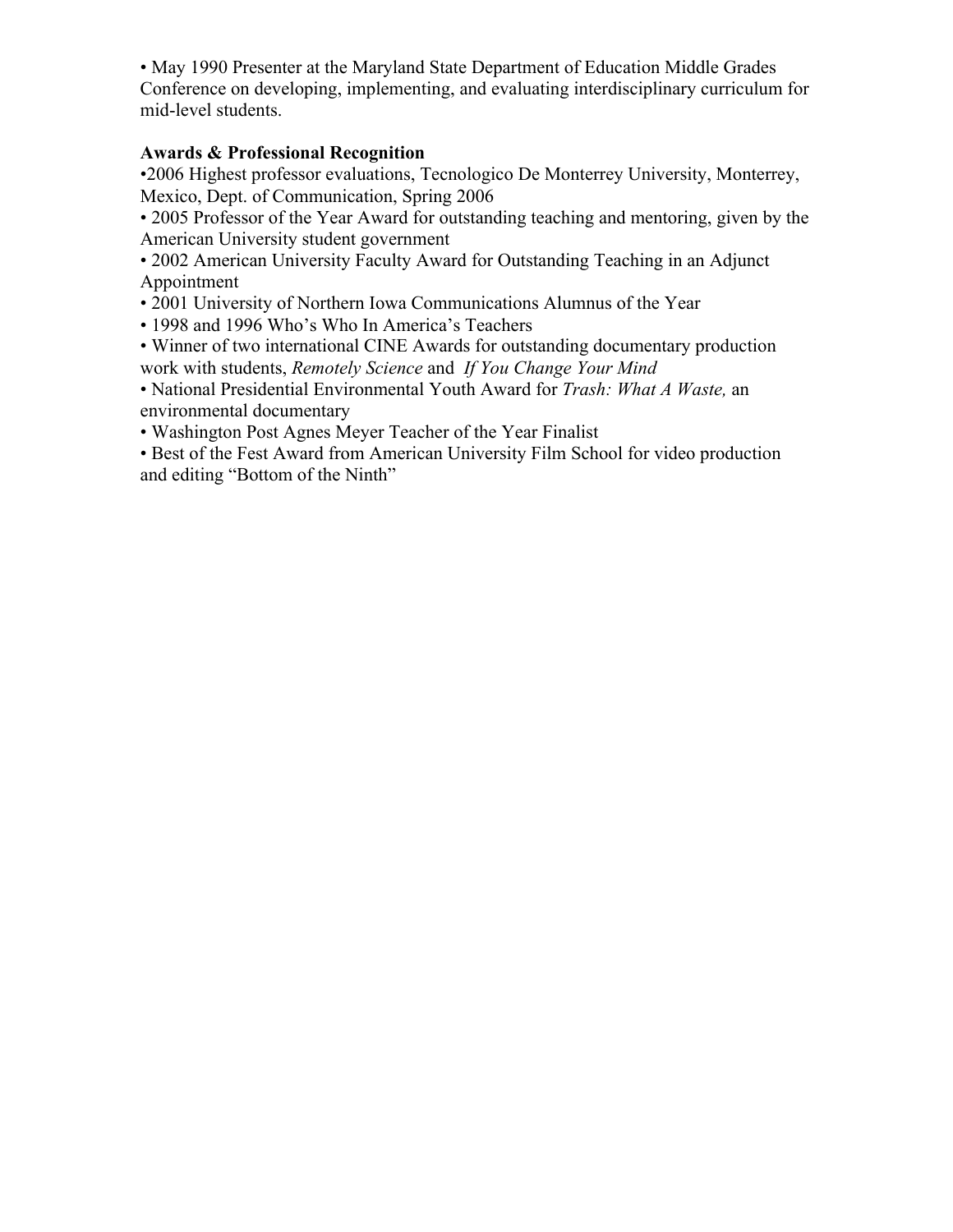- May 1990 Presenter at the Maryland State Department of Education Middle Grades Conference on developing, implementing, and evaluating interdisciplinary curriculum for mid-level students.

**Awards & Professional Recognition**

- 2006 Highest professor evaluations, Tecnologico De Monterrey University, Monterrey, Mexico, Dept. of Communication, Spring 2006
- 2005 Professor of the Year Award for outstanding teaching and mentoring, given by the American University student government
- 2002 American University Faculty Award for Outstanding Teaching in an Adjunct Appointment
- 2001 University of Northern Iowa Communications Alumnus of the Year
- 1998 and 1996 Who's Who In America's Teachers
- Winner of two international CINE Awards for outstanding documentary production work with students, *Remotely Science* and *If You Change Your Mind*
- National Presidential Environmental Youth Award for *Trash: What A Waste,* an environmental documentary
- Washington Post Agnes Meyer Teacher of the Year Finalist
- Best of the Fest Award from American University Film School for video production and editing "Bottom of the Ninth"